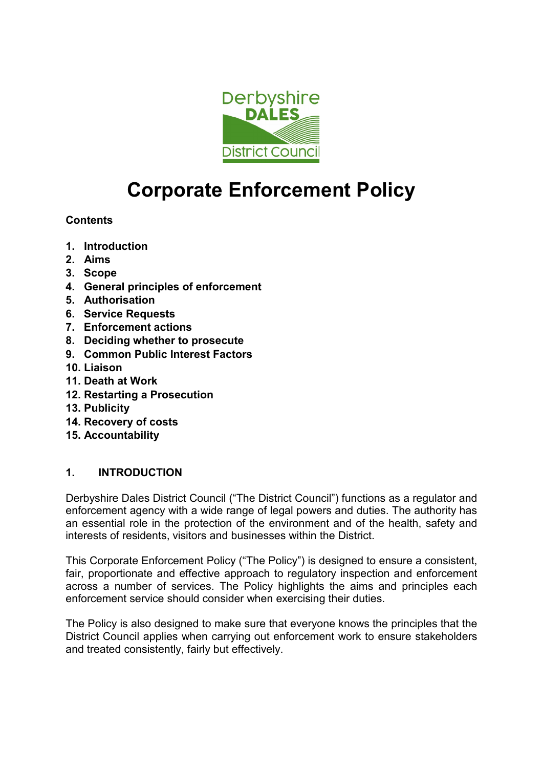# Corporate Enforcement Policy

**Contents**

1. **Introduction**
2. **Aims**
3. **Scope**
4. **General principles of enforcement**
5. **Authorisation**
6. **Service Requests**
7. **Enforcement actions**
8. **Deciding whether to prosecute**
9. **Common Public Interest Factors**
10. **Liaison**
11. **Death at Work**
12. **Restarting a Prosecution**
13. **Publicity**
14. **Recovery of costs**
15. **Accountability**

## 1. INTRODUCTION

Derbyshire Dales District Council ("The District Council") functions as a regulator and enforcement agency with a wide range of legal powers and duties. The authority has an essential role in the protection of the environment and of the health, safety and interests of residents, visitors and businesses within the District.

This Corporate Enforcement Policy ("The Policy") is designed to ensure a consistent, fair, proportionate and effective approach to regulatory inspection and enforcement across a number of services. The Policy highlights the aims and principles each enforcement service should consider when exercising their duties.

The Policy is also designed to make sure that everyone knows the principles that the District Council applies when carrying out enforcement work to ensure stakeholders and treated consistently, fairly but effectively.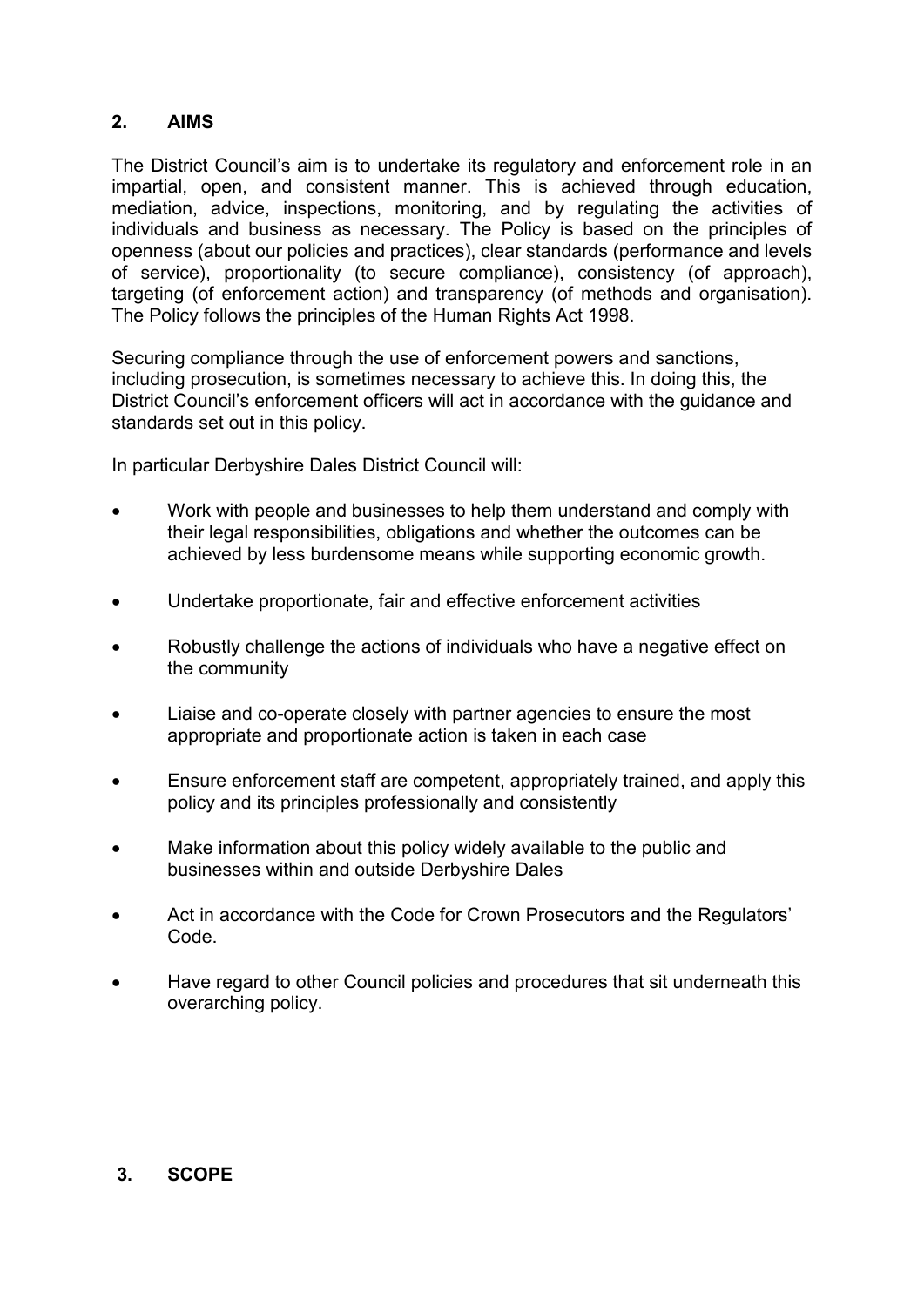## 2. AIMS

The District Council's aim is to undertake its regulatory and enforcement role in an impartial, open, and consistent manner. This is achieved through education, mediation, advice, inspections, monitoring, and by regulating the activities of individuals and business as necessary. The Policy is based on the principles of openness (about our policies and practices), clear standards (performance and levels of service), proportionality (to secure compliance), consistency (of approach), targeting (of enforcement action) and transparency (of methods and organisation). The Policy follows the principles of the Human Rights Act 1998.

Securing compliance through the use of enforcement powers and sanctions, including prosecution, is sometimes necessary to achieve this. In doing this, the District Council's enforcement officers will act in accordance with the guidance and standards set out in this policy.

In particular Derbyshire Dales District Council will:

- Work with people and businesses to help them understand and comply with their legal responsibilities, obligations and whether the outcomes can be achieved by less burdensome means while supporting economic growth.
- Undertake proportionate, fair and effective enforcement activities
- Robustly challenge the actions of individuals who have a negative effect on the community
- Liaise and co-operate closely with partner agencies to ensure the most appropriate and proportionate action is taken in each case
- Ensure enforcement staff are competent, appropriately trained, and apply this policy and its principles professionally and consistently
- Make information about this policy widely available to the public and businesses within and outside Derbyshire Dales
- Act in accordance with the Code for Crown Prosecutors and the Regulators' Code.
- Have regard to other Council policies and procedures that sit underneath this overarching policy.

## 3. SCOPE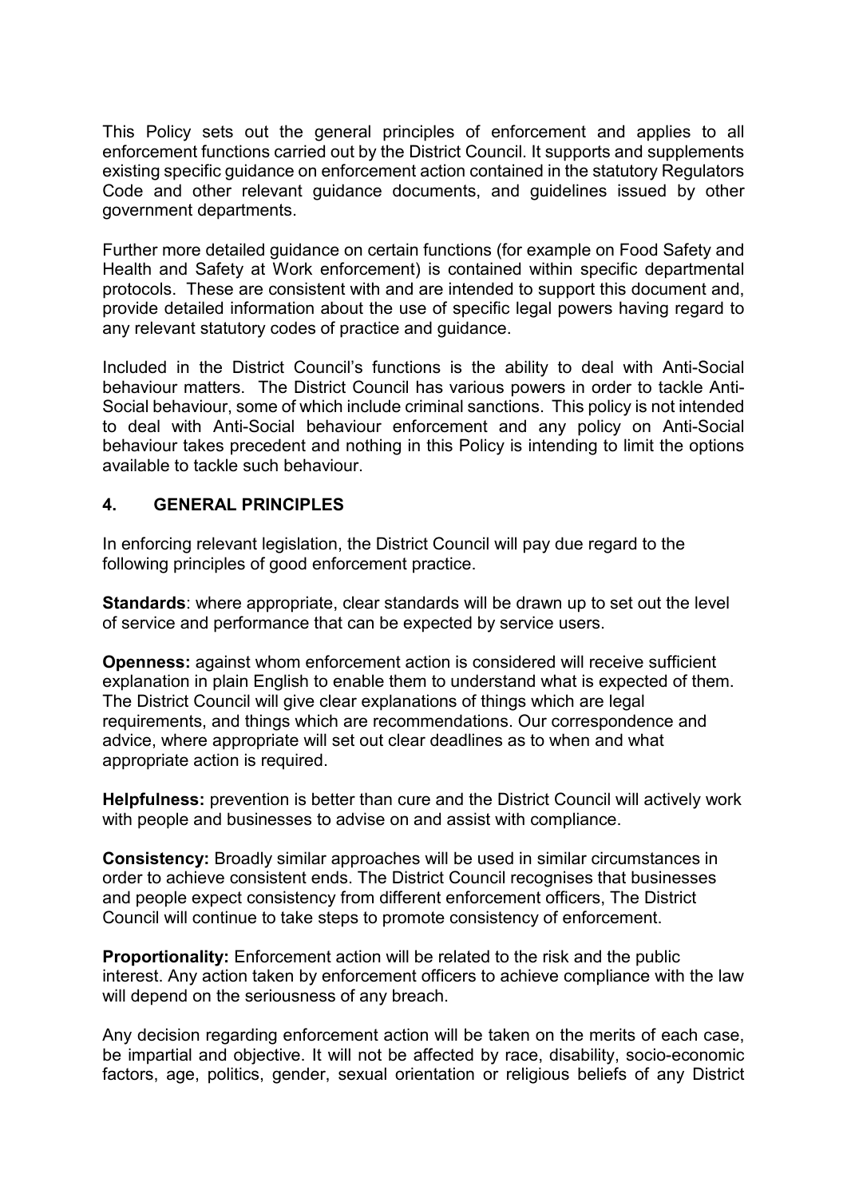This Policy sets out the general principles of enforcement and applies to all enforcement functions carried out by the District Council. It supports and supplements existing specific guidance on enforcement action contained in the statutory Regulators Code and other relevant guidance documents, and guidelines issued by other government departments.

Further more detailed guidance on certain functions (for example on Food Safety and Health and Safety at Work enforcement) is contained within specific departmental protocols. These are consistent with and are intended to support this document and, provide detailed information about the use of specific legal powers having regard to any relevant statutory codes of practice and guidance.

Included in the District Council's functions is the ability to deal with Anti-Social behaviour matters. The District Council has various powers in order to tackle Anti-Social behaviour, some of which include criminal sanctions. This policy is not intended to deal with Anti-Social behaviour enforcement and any policy on Anti-Social behaviour takes precedent and nothing in this Policy is intending to limit the options available to tackle such behaviour.

## 4. GENERAL PRINCIPLES

In enforcing relevant legislation, the District Council will pay due regard to the following principles of good enforcement practice.

**Standards**: where appropriate, clear standards will be drawn up to set out the level of service and performance that can be expected by service users.

**Openness:** against whom enforcement action is considered will receive sufficient explanation in plain English to enable them to understand what is expected of them. The District Council will give clear explanations of things which are legal requirements, and things which are recommendations. Our correspondence and advice, where appropriate will set out clear deadlines as to when and what appropriate action is required.

**Helpfulness:** prevention is better than cure and the District Council will actively work with people and businesses to advise on and assist with compliance.

**Consistency:** Broadly similar approaches will be used in similar circumstances in order to achieve consistent ends. The District Council recognises that businesses and people expect consistency from different enforcement officers, The District Council will continue to take steps to promote consistency of enforcement.

**Proportionality:** Enforcement action will be related to the risk and the public interest. Any action taken by enforcement officers to achieve compliance with the law will depend on the seriousness of any breach.

Any decision regarding enforcement action will be taken on the merits of each case, be impartial and objective. It will not be affected by race, disability, socio-economic factors, age, politics, gender, sexual orientation or religious beliefs of any District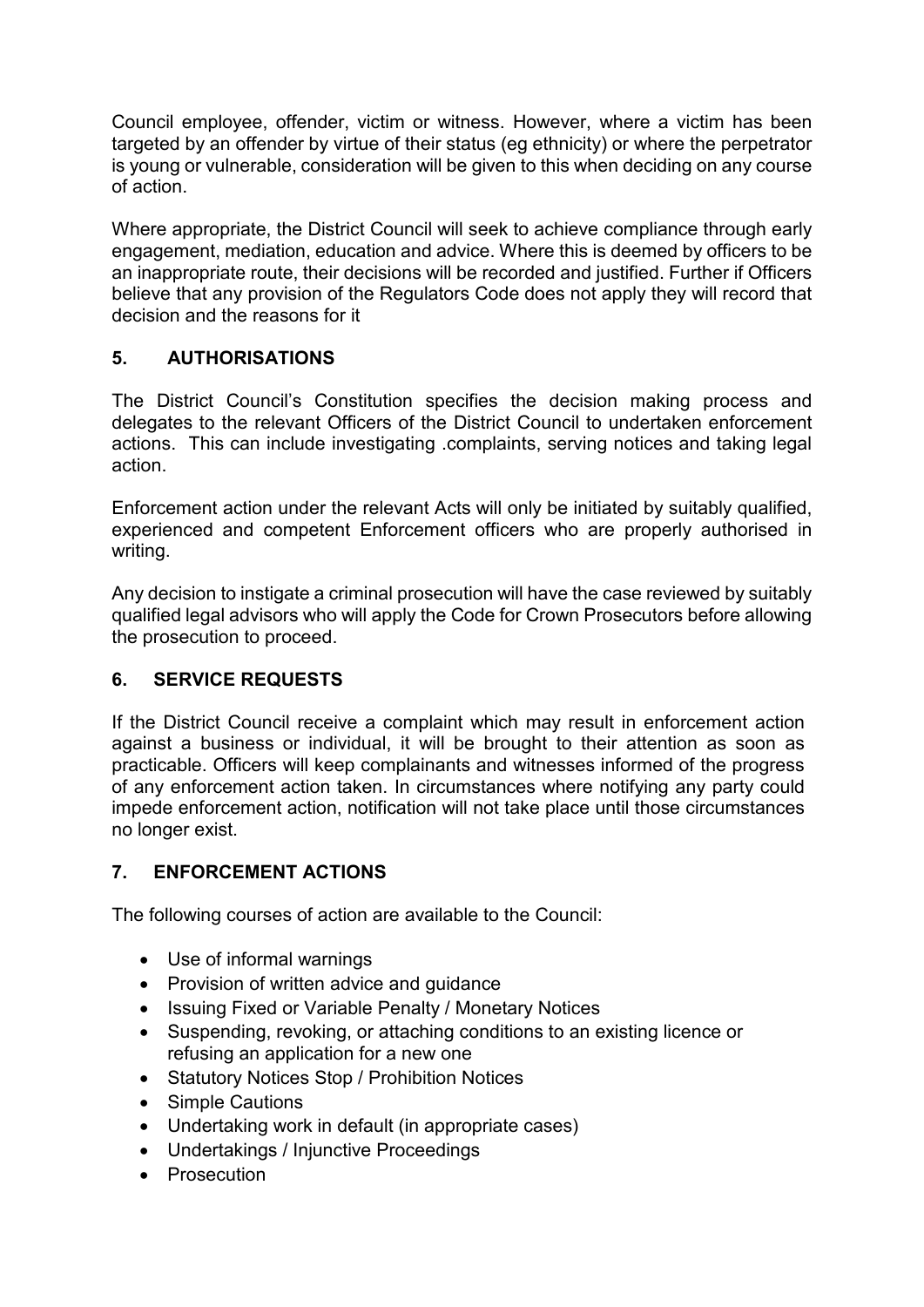Council employee, offender, victim or witness. However, where a victim has been targeted by an offender by virtue of their status (eg ethnicity) or where the perpetrator is young or vulnerable, consideration will be given to this when deciding on any course of action.

Where appropriate, the District Council will seek to achieve compliance through early engagement, mediation, education and advice. Where this is deemed by officers to be an inappropriate route, their decisions will be recorded and justified. Further if Officers believe that any provision of the Regulators Code does not apply they will record that decision and the reasons for it

## 5. AUTHORISATIONS

The District Council's Constitution specifies the decision making process and delegates to the relevant Officers of the District Council to undertaken enforcement actions. This can include investigating .complaints, serving notices and taking legal action.

Enforcement action under the relevant Acts will only be initiated by suitably qualified, experienced and competent Enforcement officers who are properly authorised in writing.

Any decision to instigate a criminal prosecution will have the case reviewed by suitably qualified legal advisors who will apply the Code for Crown Prosecutors before allowing the prosecution to proceed.

## 6. SERVICE REQUESTS

If the District Council receive a complaint which may result in enforcement action against a business or individual, it will be brought to their attention as soon as practicable. Officers will keep complainants and witnesses informed of the progress of any enforcement action taken. In circumstances where notifying any party could impede enforcement action, notification will not take place until those circumstances no longer exist.

## 7. ENFORCEMENT ACTIONS

The following courses of action are available to the Council:

- Use of informal warnings
- Provision of written advice and guidance
- Issuing Fixed or Variable Penalty / Monetary Notices
- Suspending, revoking, or attaching conditions to an existing licence or refusing an application for a new one
- Statutory Notices Stop / Prohibition Notices
- Simple Cautions
- Undertaking work in default (in appropriate cases)
- Undertakings / Injunctive Proceedings
- Prosecution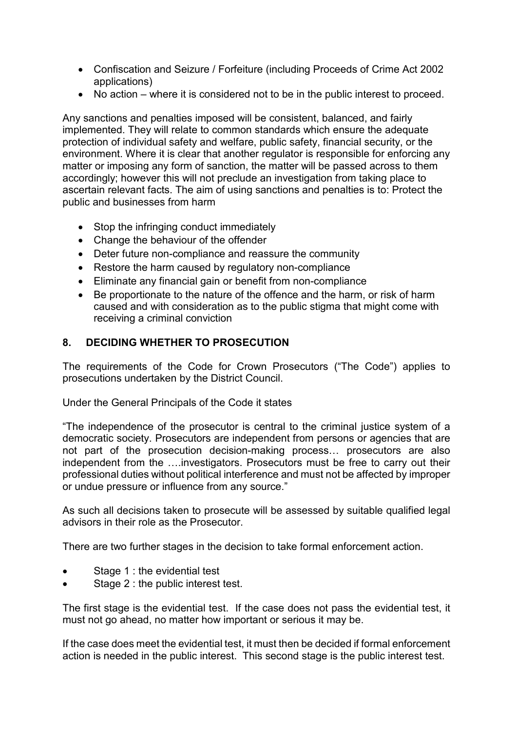- Confiscation and Seizure / Forfeiture (including Proceeds of Crime Act 2002 applications)
- No action – where it is considered not to be in the public interest to proceed.

Any sanctions and penalties imposed will be consistent, balanced, and fairly implemented. They will relate to common standards which ensure the adequate protection of individual safety and welfare, public safety, financial security, or the environment. Where it is clear that another regulator is responsible for enforcing any matter or imposing any form of sanction, the matter will be passed across to them accordingly; however this will not preclude an investigation from taking place to ascertain relevant facts. The aim of using sanctions and penalties is to: Protect the public and businesses from harm

- Stop the infringing conduct immediately
- Change the behaviour of the offender
- Deter future non-compliance and reassure the community
- Restore the harm caused by regulatory non-compliance
- Eliminate any financial gain or benefit from non-compliance
- Be proportionate to the nature of the offence and the harm, or risk of harm caused and with consideration as to the public stigma that might come with receiving a criminal conviction

## 8. DECIDING WHETHER TO PROSECUTION

The requirements of the Code for Crown Prosecutors ("The Code") applies to prosecutions undertaken by the District Council.

Under the General Principals of the Code it states

"The independence of the prosecutor is central to the criminal justice system of a democratic society. Prosecutors are independent from persons or agencies that are not part of the prosecution decision-making process… prosecutors are also independent from the ….investigators. Prosecutors must be free to carry out their professional duties without political interference and must not be affected by improper or undue pressure or influence from any source."

As such all decisions taken to prosecute will be assessed by suitable qualified legal advisors in their role as the Prosecutor.

There are two further stages in the decision to take formal enforcement action.

- Stage 1 : the evidential test
- Stage 2 : the public interest test.

The first stage is the evidential test. If the case does not pass the evidential test, it must not go ahead, no matter how important or serious it may be.

If the case does meet the evidential test, it must then be decided if formal enforcement action is needed in the public interest. This second stage is the public interest test.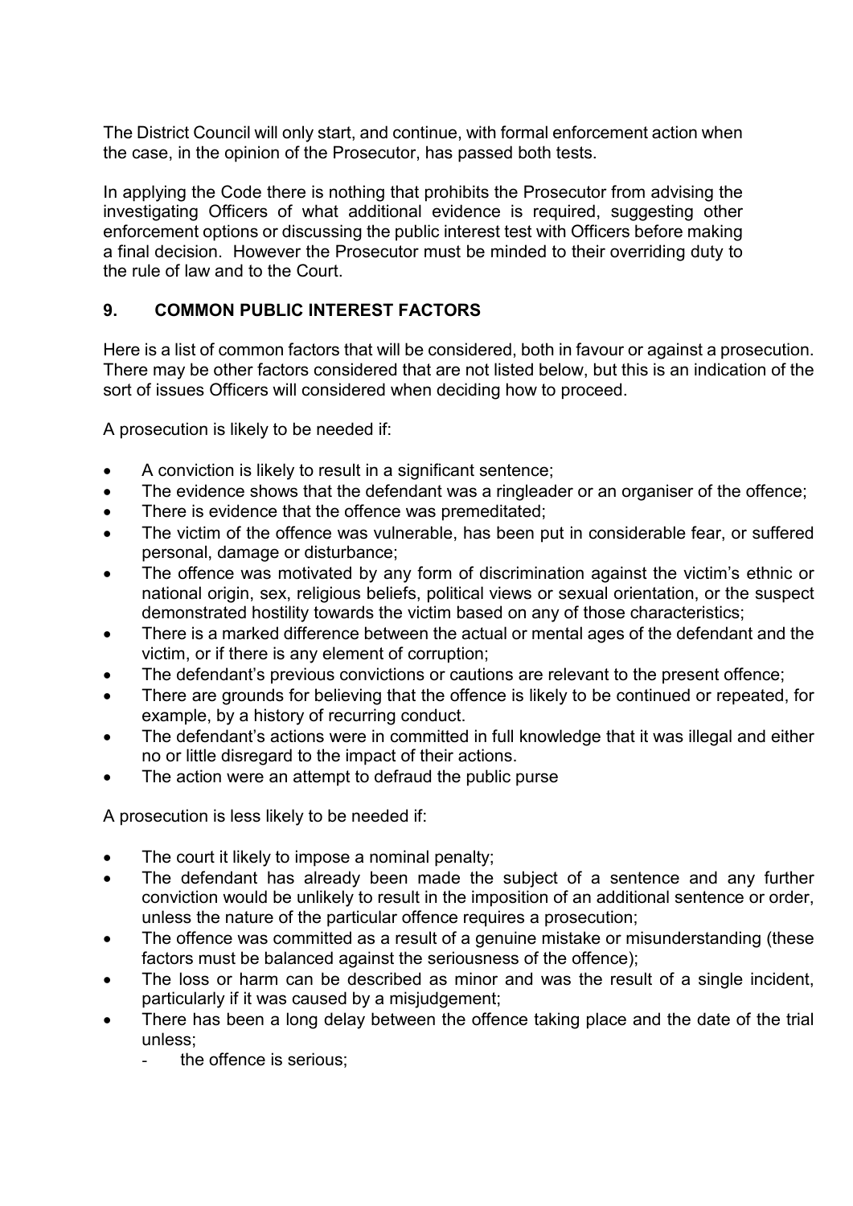The District Council will only start, and continue, with formal enforcement action when the case, in the opinion of the Prosecutor, has passed both tests.

In applying the Code there is nothing that prohibits the Prosecutor from advising the investigating Officers of what additional evidence is required, suggesting other enforcement options or discussing the public interest test with Officers before making a final decision. However the Prosecutor must be minded to their overriding duty to the rule of law and to the Court.

## 9. COMMON PUBLIC INTEREST FACTORS

Here is a list of common factors that will be considered, both in favour or against a prosecution. There may be other factors considered that are not listed below, but this is an indication of the sort of issues Officers will considered when deciding how to proceed.

A prosecution is likely to be needed if:

- A conviction is likely to result in a significant sentence;
- The evidence shows that the defendant was a ringleader or an organiser of the offence;
- There is evidence that the offence was premeditated;
- The victim of the offence was vulnerable, has been put in considerable fear, or suffered personal, damage or disturbance;
- The offence was motivated by any form of discrimination against the victim's ethnic or national origin, sex, religious beliefs, political views or sexual orientation, or the suspect demonstrated hostility towards the victim based on any of those characteristics;
- There is a marked difference between the actual or mental ages of the defendant and the victim, or if there is any element of corruption;
- The defendant's previous convictions or cautions are relevant to the present offence;
- There are grounds for believing that the offence is likely to be continued or repeated, for example, by a history of recurring conduct.
- The defendant's actions were in committed in full knowledge that it was illegal and either no or little disregard to the impact of their actions.
- The action were an attempt to defraud the public purse

A prosecution is less likely to be needed if:

- The court it likely to impose a nominal penalty;
- The defendant has already been made the subject of a sentence and any further conviction would be unlikely to result in the imposition of an additional sentence or order, unless the nature of the particular offence requires a prosecution;
- The offence was committed as a result of a genuine mistake or misunderstanding (these factors must be balanced against the seriousness of the offence);
- The loss or harm can be described as minor and was the result of a single incident, particularly if it was caused by a misjudgement;
- There has been a long delay between the offence taking place and the date of the trial unless;
  - the offence is serious;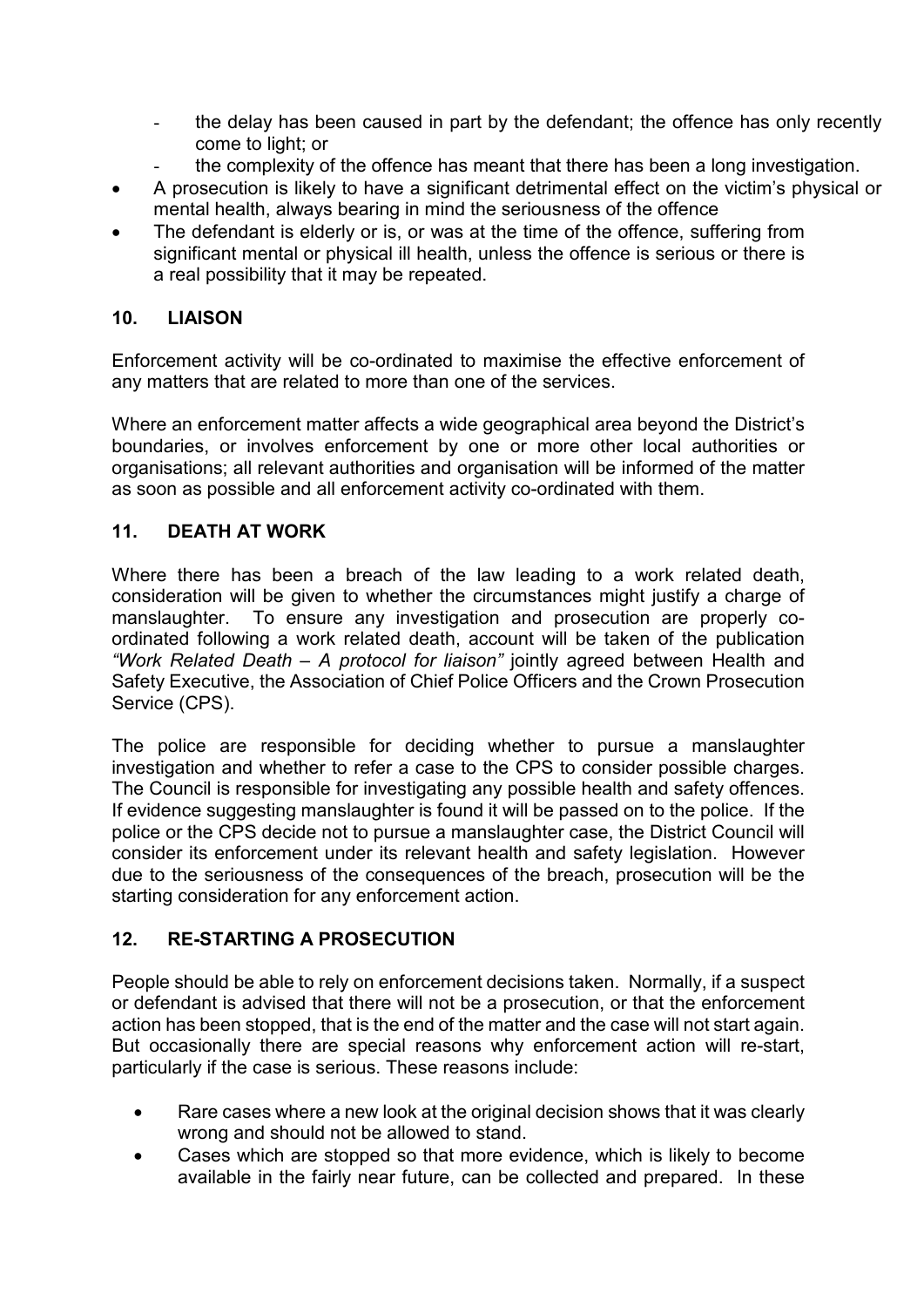- the delay has been caused in part by the defendant; the offence has only recently come to light; or
- the complexity of the offence has meant that there has been a long investigation.

- A prosecution is likely to have a significant detrimental effect on the victim's physical or mental health, always bearing in mind the seriousness of the offence
- The defendant is elderly or is, or was at the time of the offence, suffering from significant mental or physical ill health, unless the offence is serious or there is a real possibility that it may be repeated.

## 10. LIAISON

Enforcement activity will be co-ordinated to maximise the effective enforcement of any matters that are related to more than one of the services.

Where an enforcement matter affects a wide geographical area beyond the District's boundaries, or involves enforcement by one or more other local authorities or organisations; all relevant authorities and organisation will be informed of the matter as soon as possible and all enforcement activity co-ordinated with them.

## 11. DEATH AT WORK

Where there has been a breach of the law leading to a work related death, consideration will be given to whether the circumstances might justify a charge of manslaughter. To ensure any investigation and prosecution are properly co-ordinated following a work related death, account will be taken of the publication *"Work Related Death – A protocol for liaison"* jointly agreed between Health and Safety Executive, the Association of Chief Police Officers and the Crown Prosecution Service (CPS).

The police are responsible for deciding whether to pursue a manslaughter investigation and whether to refer a case to the CPS to consider possible charges. The Council is responsible for investigating any possible health and safety offences. If evidence suggesting manslaughter is found it will be passed on to the police. If the police or the CPS decide not to pursue a manslaughter case, the District Council will consider its enforcement under its relevant health and safety legislation. However due to the seriousness of the consequences of the breach, prosecution will be the starting consideration for any enforcement action.

## 12. RE-STARTING A PROSECUTION

People should be able to rely on enforcement decisions taken. Normally, if a suspect or defendant is advised that there will not be a prosecution, or that the enforcement action has been stopped, that is the end of the matter and the case will not start again. But occasionally there are special reasons why enforcement action will re-start, particularly if the case is serious. These reasons include:

- Rare cases where a new look at the original decision shows that it was clearly wrong and should not be allowed to stand.
- Cases which are stopped so that more evidence, which is likely to become available in the fairly near future, can be collected and prepared. In these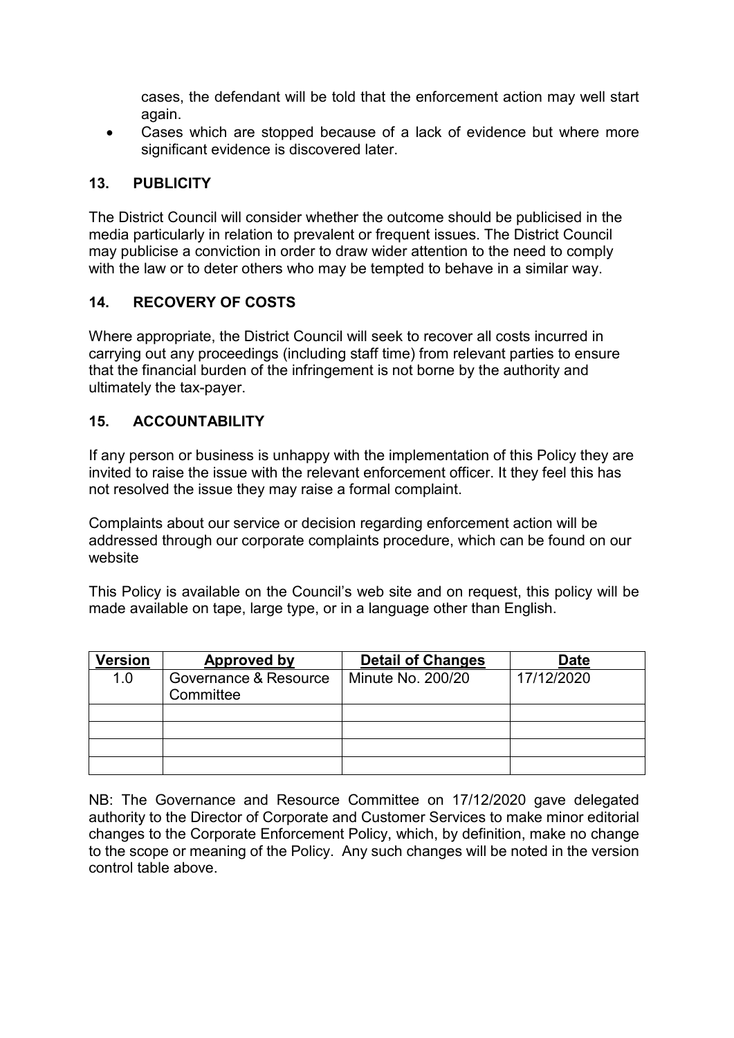cases, the defendant will be told that the enforcement action may well start again.

- Cases which are stopped because of a lack of evidence but where more significant evidence is discovered later.

## 13. PUBLICITY

The District Council will consider whether the outcome should be publicised in the media particularly in relation to prevalent or frequent issues. The District Council may publicise a conviction in order to draw wider attention to the need to comply with the law or to deter others who may be tempted to behave in a similar way.

## 14. RECOVERY OF COSTS

Where appropriate, the District Council will seek to recover all costs incurred in carrying out any proceedings (including staff time) from relevant parties to ensure that the financial burden of the infringement is not borne by the authority and ultimately the tax-payer.

## 15. ACCOUNTABILITY

If any person or business is unhappy with the implementation of this Policy they are invited to raise the issue with the relevant enforcement officer. It they feel this has not resolved the issue they may raise a formal complaint.

Complaints about our service or decision regarding enforcement action will be addressed through our corporate complaints procedure, which can be found on our website

This Policy is available on the Council's web site and on request, this policy will be made available on tape, large type, or in a language other than English.

| Version | Approved by | Detail of Changes | Date |
|---|---|---|---|
| 1.0 | Governance & Resource Committee | Minute No. 200/20 | 17/12/2020 |
| | | | |
| | | | |
| | | | |
| | | | |

NB: The Governance and Resource Committee on 17/12/2020 gave delegated authority to the Director of Corporate and Customer Services to make minor editorial changes to the Corporate Enforcement Policy, which, by definition, make no change to the scope or meaning of the Policy. Any such changes will be noted in the version control table above.